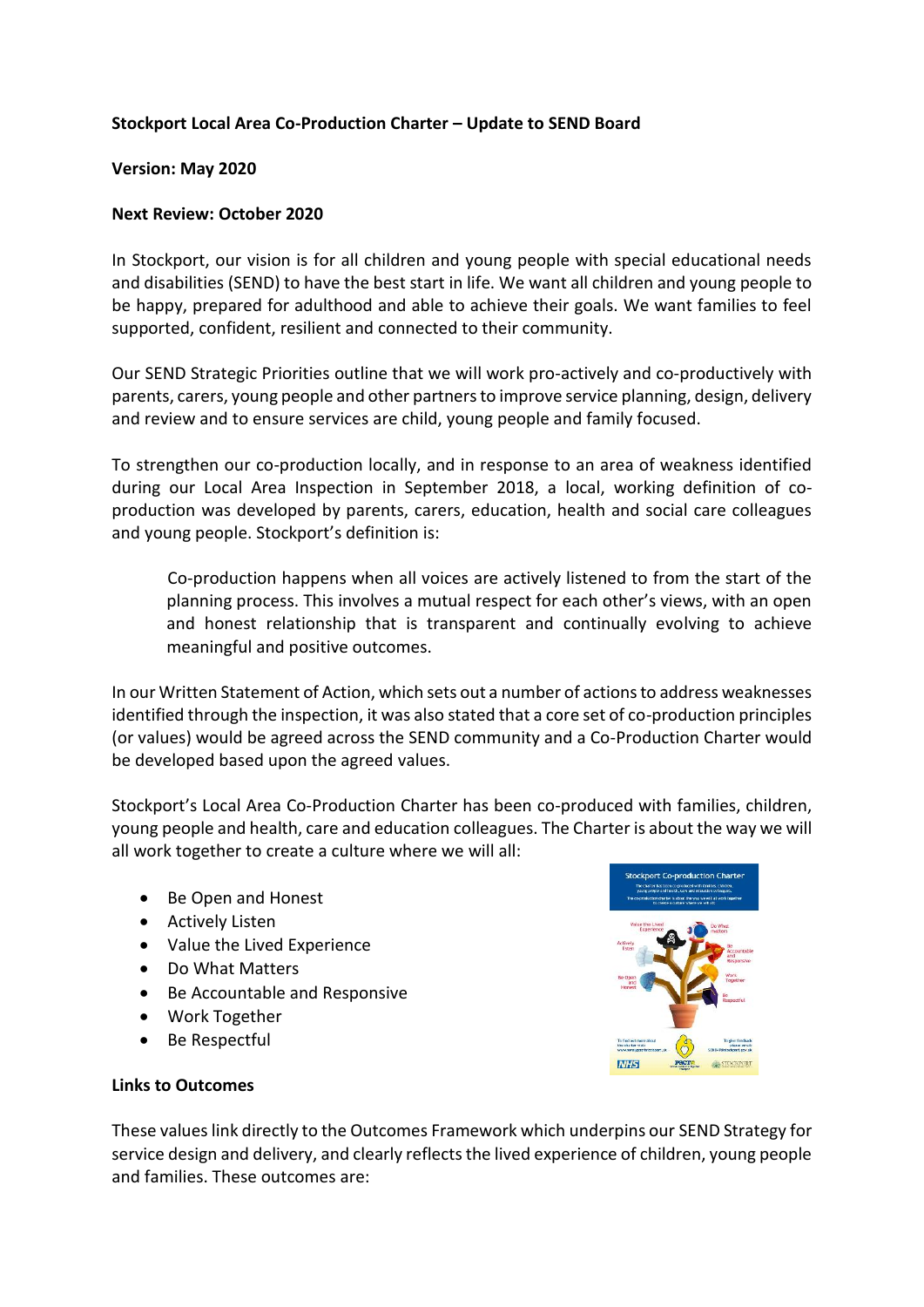**Stockport Local Area Co-Production Charter – Update to SEND Board**

**Version: May 2020**

**Next Review: October 2020**

In Stockport, our vision is for all children and young people with special educational needs and disabilities (SEND) to have the best start in life. We want all children and young people to be happy, prepared for adulthood and able to achieve their goals. We want families to feel supported, confident, resilient and connected to their community.

Our SEND Strategic Priorities outline that we will work pro-actively and co-productively with parents, carers, young people and other partners to improve service planning, design, delivery and review and to ensure services are child, young people and family focused.

To strengthen our co-production locally, and in response to an area of weakness identified during our Local Area Inspection in September 2018, a local, working definition of co-production was developed by parents, carers, education, health and social care colleagues and young people. Stockport's definition is:

> Co-production happens when all voices are actively listened to from the start of the planning process. This involves a mutual respect for each other's views, with an open and honest relationship that is transparent and continually evolving to achieve meaningful and positive outcomes.

In our Written Statement of Action, which sets out a number of actions to address weaknesses identified through the inspection, it was also stated that a core set of co-production principles (or values) would be agreed across the SEND community and a Co-Production Charter would be developed based upon the agreed values.

Stockport's Local Area Co-Production Charter has been co-produced with families, children, young people and health, care and education colleagues. The Charter is about the way we will all work together to create a culture where we will all:

- Be Open and Honest
- Actively Listen
- Value the Lived Experience
- Do What Matters
- Be Accountable and Responsive
- Work Together
- Be Respectful

**Links to Outcomes**

These values link directly to the Outcomes Framework which underpins our SEND Strategy for service design and delivery, and clearly reflects the lived experience of children, young people and families. These outcomes are: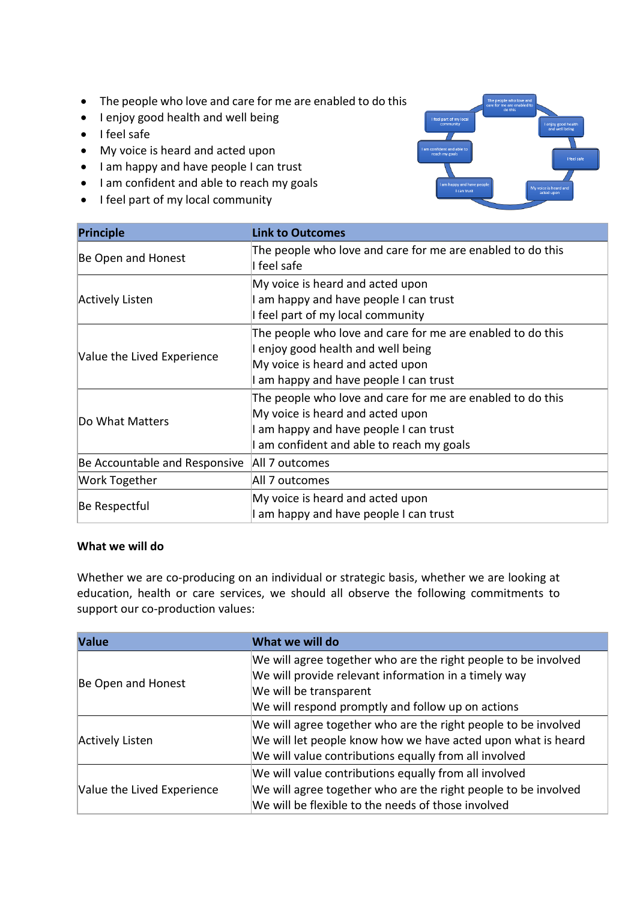- The people who love and care for me are enabled to do this
- I enjoy good health and well being
- I feel safe
- My voice is heard and acted upon
- I am happy and have people I can trust
- I am confident and able to reach my goals
- I feel part of my local community

| Principle | Link to Outcomes |
|---|---|
| Be Open and Honest | The people who love and care for me are enabled to do this<br>I feel safe |
| Actively Listen | My voice is heard and acted upon<br>I am happy and have people I can trust<br>I feel part of my local community |
| Value the Lived Experience | The people who love and care for me are enabled to do this<br>I enjoy good health and well being<br>My voice is heard and acted upon<br>I am happy and have people I can trust |
| Do What Matters | The people who love and care for me are enabled to do this<br>My voice is heard and acted upon<br>I am happy and have people I can trust<br>I am confident and able to reach my goals |
| Be Accountable and Responsive | All 7 outcomes |
| Work Together | All 7 outcomes |
| Be Respectful | My voice is heard and acted upon<br>I am happy and have people I can trust |

**What we will do**

Whether we are co-producing on an individual or strategic basis, whether we are looking at education, health or care services, we should all observe the following commitments to support our co-production values:

| Value | What we will do |
|---|---|
| Be Open and Honest | We will agree together who are the right people to be involved<br>We will provide relevant information in a timely way<br>We will be transparent<br>We will respond promptly and follow up on actions |
| Actively Listen | We will agree together who are the right people to be involved<br>We will let people know how we have acted upon what is heard<br>We will value contributions equally from all involved |
| Value the Lived Experience | We will value contributions equally from all involved<br>We will agree together who are the right people to be involved<br>We will be flexible to the needs of those involved |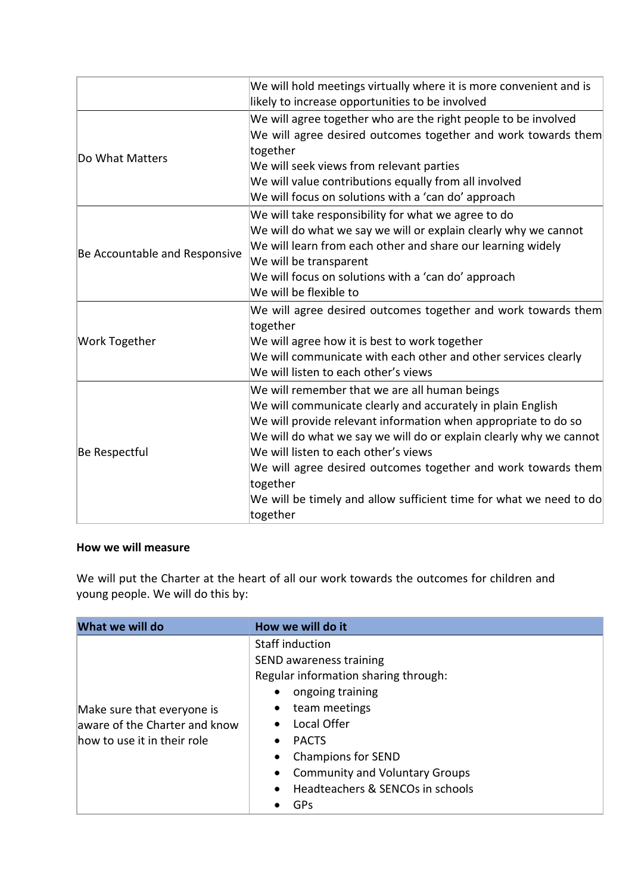|  |  |
|---|---|
|  | We will hold meetings virtually where it is more convenient and is likely to increase opportunities to be involved |
| Do What Matters | We will agree together who are the right people to be involved<br>We will agree desired outcomes together and work towards them together<br>We will seek views from relevant parties<br>We will value contributions equally from all involved<br>We will focus on solutions with a 'can do' approach |
| Be Accountable and Responsive | We will take responsibility for what we agree to do<br>We will do what we say we will or explain clearly why we cannot<br>We will learn from each other and share our learning widely<br>We will be transparent<br>We will focus on solutions with a 'can do' approach<br>We will be flexible to |
| Work Together | We will agree desired outcomes together and work towards them together<br>We will agree how it is best to work together<br>We will communicate with each other and other services clearly<br>We will listen to each other's views |
| Be Respectful | We will remember that we are all human beings<br>We will communicate clearly and accurately in plain English<br>We will provide relevant information when appropriate to do so<br>We will do what we say we will do or explain clearly why we cannot<br>We will listen to each other's views<br>We will agree desired outcomes together and work towards them together<br>We will be timely and allow sufficient time for what we need to do together |

**How we will measure**

We will put the Charter at the heart of all our work towards the outcomes for children and young people. We will do this by:

| What we will do | How we will do it |
|---|---|
| Make sure that everyone is aware of the Charter and know how to use it in their role | Staff induction<br>SEND awareness training<br>Regular information sharing through:<br>• ongoing training<br>• team meetings<br>• Local Offer<br>• PACTS<br>• Champions for SEND<br>• Community and Voluntary Groups<br>• Headteachers & SENCOs in schools<br>• GPs |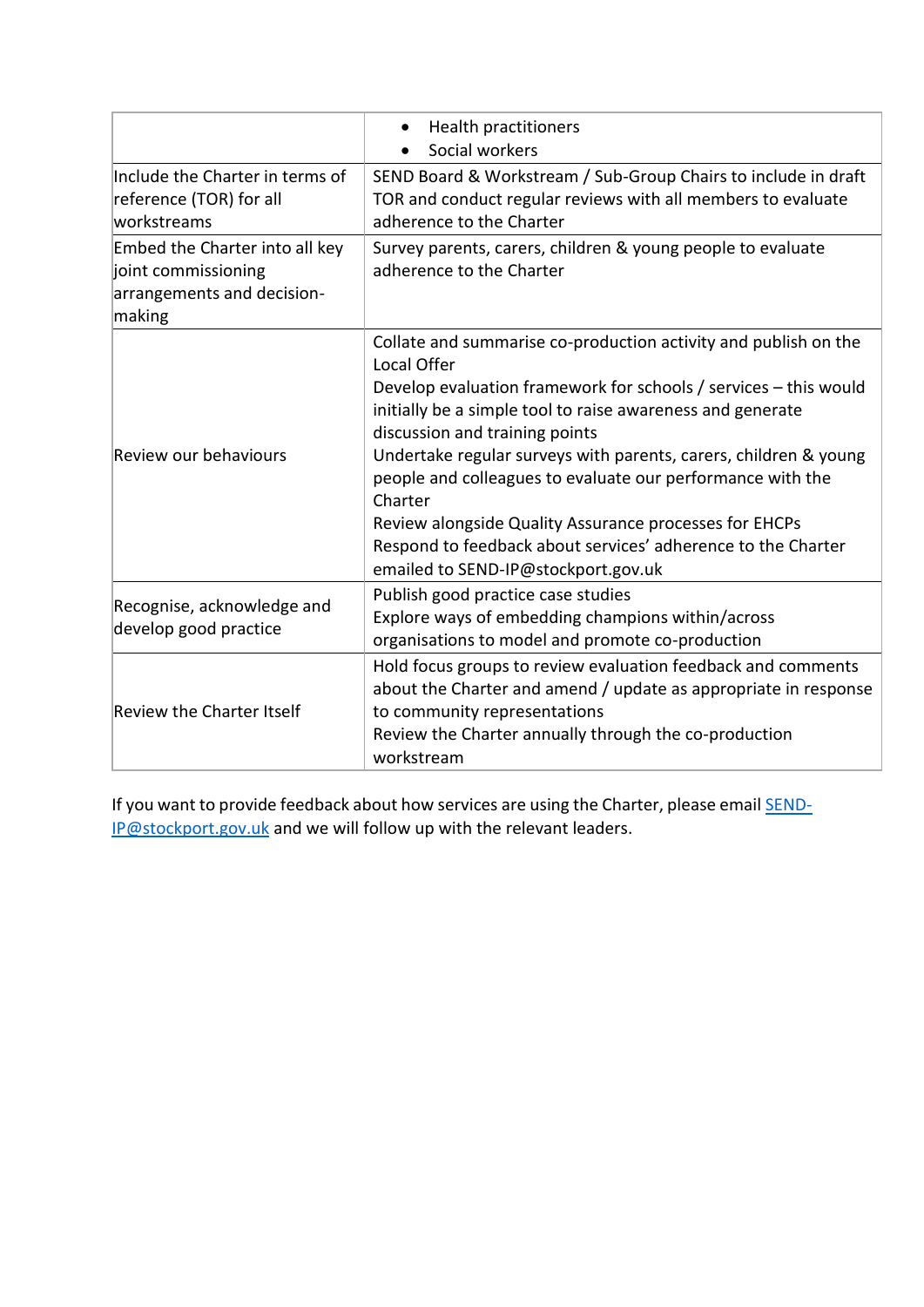| | |
|---|---|
| | • Health practitioners<br>• Social workers |
| Include the Charter in terms of reference (TOR) for all workstreams | SEND Board & Workstream / Sub-Group Chairs to include in draft TOR and conduct regular reviews with all members to evaluate adherence to the Charter |
| Embed the Charter into all key joint commissioning arrangements and decision-making | Survey parents, carers, children & young people to evaluate adherence to the Charter |
| Review our behaviours | Collate and summarise co-production activity and publish on the Local Offer<br>Develop evaluation framework for schools / services – this would initially be a simple tool to raise awareness and generate discussion and training points<br>Undertake regular surveys with parents, carers, children & young people and colleagues to evaluate our performance with the Charter<br>Review alongside Quality Assurance processes for EHCPs<br>Respond to feedback about services' adherence to the Charter emailed to SEND-IP@stockport.gov.uk |
| Recognise, acknowledge and develop good practice | Publish good practice case studies<br>Explore ways of embedding champions within/across organisations to model and promote co-production |
| Review the Charter Itself | Hold focus groups to review evaluation feedback and comments about the Charter and amend / update as appropriate in response to community representations<br>Review the Charter annually through the co-production workstream |

If you want to provide feedback about how services are using the Charter, please email [SEND-IP@stockport.gov.uk](mailto:SEND-IP@stockport.gov.uk) and we will follow up with the relevant leaders.